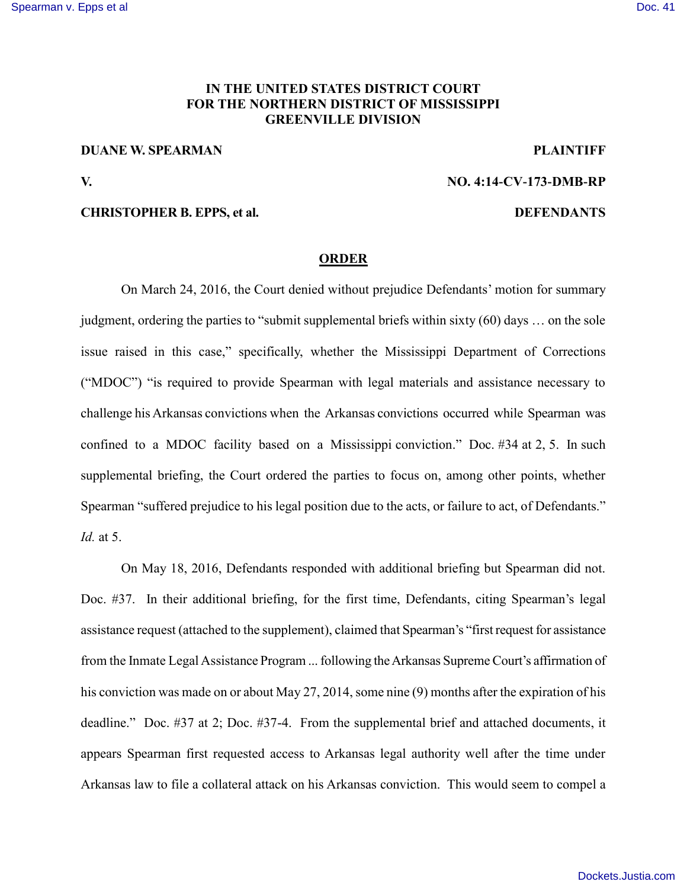**IN THE UNITED STATES DISTRICT COURT**
**FOR THE NORTHERN DISTRICT OF MISSISSIPPI**
**GREENVILLE DIVISION**

**DUANE W. SPEARMAN** **PLAINTIFF**

**V.** **NO. 4:14-CV-173-DMB-RP**

**CHRISTOPHER B. EPPS, et al.** **DEFENDANTS**

## ORDER

On March 24, 2016, the Court denied without prejudice Defendants' motion for summary judgment, ordering the parties to "submit supplemental briefs within sixty (60) days … on the sole issue raised in this case," specifically, whether the Mississippi Department of Corrections ("MDOC") "is required to provide Spearman with legal materials and assistance necessary to challenge his Arkansas convictions when the Arkansas convictions occurred while Spearman was confined to a MDOC facility based on a Mississippi conviction." Doc. #34 at 2, 5. In such supplemental briefing, the Court ordered the parties to focus on, among other points, whether Spearman "suffered prejudice to his legal position due to the acts, or failure to act, of Defendants." *Id.* at 5.

On May 18, 2016, Defendants responded with additional briefing but Spearman did not. Doc. #37. In their additional briefing, for the first time, Defendants, citing Spearman's legal assistance request (attached to the supplement), claimed that Spearman's "first request for assistance from the Inmate Legal Assistance Program ... following the Arkansas Supreme Court's affirmation of his conviction was made on or about May 27, 2014, some nine (9) months after the expiration of his deadline." Doc. #37 at 2; Doc. #37-4. From the supplemental brief and attached documents, it appears Spearman first requested access to Arkansas legal authority well after the time under Arkansas law to file a collateral attack on his Arkansas conviction. This would seem to compel a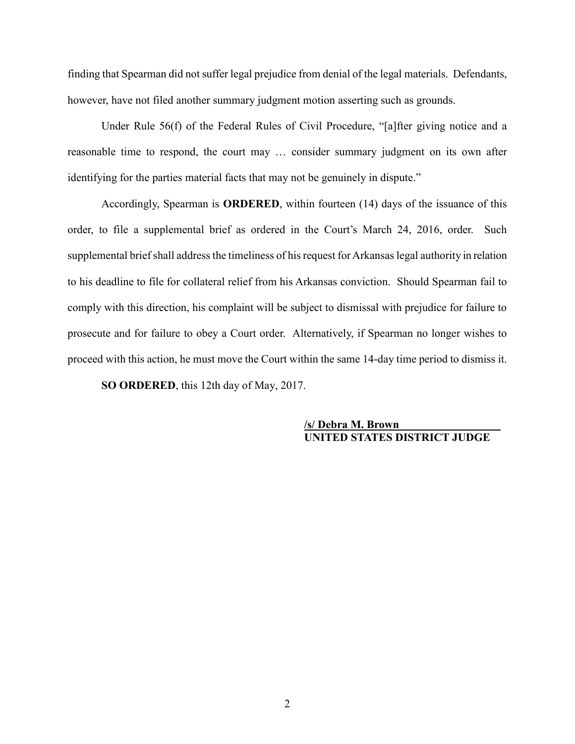finding that Spearman did not suffer legal prejudice from denial of the legal materials. Defendants, however, have not filed another summary judgment motion asserting such as grounds.

Under Rule 56(f) of the Federal Rules of Civil Procedure, "[a]fter giving notice and a reasonable time to respond, the court may … consider summary judgment on its own after identifying for the parties material facts that may not be genuinely in dispute."

Accordingly, Spearman is **ORDERED**, within fourteen (14) days of the issuance of this order, to file a supplemental brief as ordered in the Court's March 24, 2016, order. Such supplemental brief shall address the timeliness of his request for Arkansas legal authority in relation to his deadline to file for collateral relief from his Arkansas conviction. Should Spearman fail to comply with this direction, his complaint will be subject to dismissal with prejudice for failure to prosecute and for failure to obey a Court order. Alternatively, if Spearman no longer wishes to proceed with this action, he must move the Court within the same 14-day time period to dismiss it.

**SO ORDERED**, this 12th day of May, 2017.

**/s/ Debra M. Brown**
**UNITED STATES DISTRICT JUDGE**